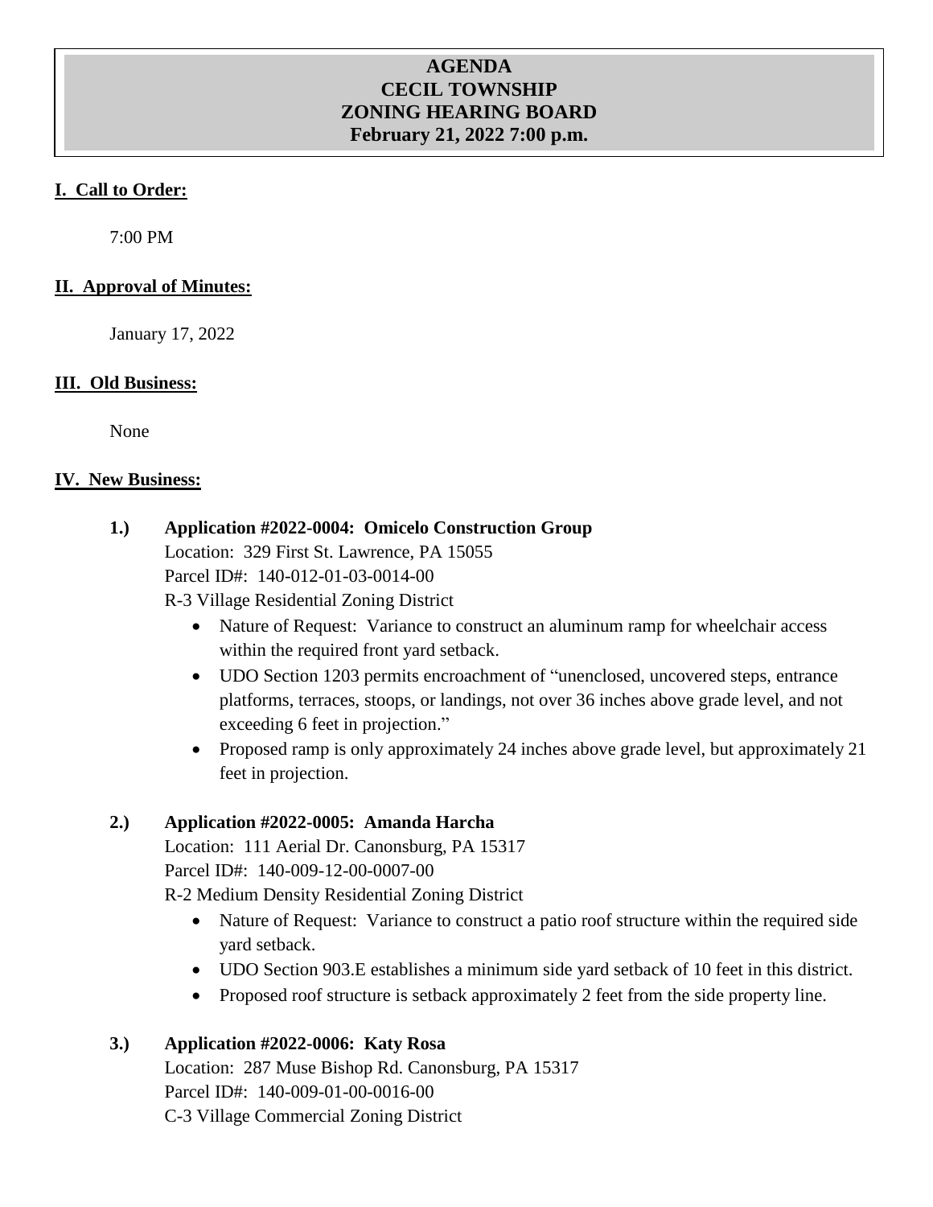# AGENDA
# CECIL TOWNSHIP
# ZONING HEARING BOARD
## February 21, 2022 7:00 p.m.

**I. Call to Order:**

7:00 PM

**II. Approval of Minutes:**

January 17, 2022

**III. Old Business:**

None

**IV. New Business:**

**1.) Application #2022-0004: Omicelo Construction Group**

Location: 329 First St. Lawrence, PA 15055
Parcel ID#: 140-012-01-03-0014-00
R-3 Village Residential Zoning District

- Nature of Request: Variance to construct an aluminum ramp for wheelchair access within the required front yard setback.
- UDO Section 1203 permits encroachment of "unenclosed, uncovered steps, entrance platforms, terraces, stoops, or landings, not over 36 inches above grade level, and not exceeding 6 feet in projection."
- Proposed ramp is only approximately 24 inches above grade level, but approximately 21 feet in projection.

**2.) Application #2022-0005: Amanda Harcha**

Location: 111 Aerial Dr. Canonsburg, PA 15317
Parcel ID#: 140-009-12-00-0007-00
R-2 Medium Density Residential Zoning District

- Nature of Request: Variance to construct a patio roof structure within the required side yard setback.
- UDO Section 903.E establishes a minimum side yard setback of 10 feet in this district.
- Proposed roof structure is setback approximately 2 feet from the side property line.

**3.) Application #2022-0006: Katy Rosa**

Location: 287 Muse Bishop Rd. Canonsburg, PA 15317
Parcel ID#: 140-009-01-00-0016-00
C-3 Village Commercial Zoning District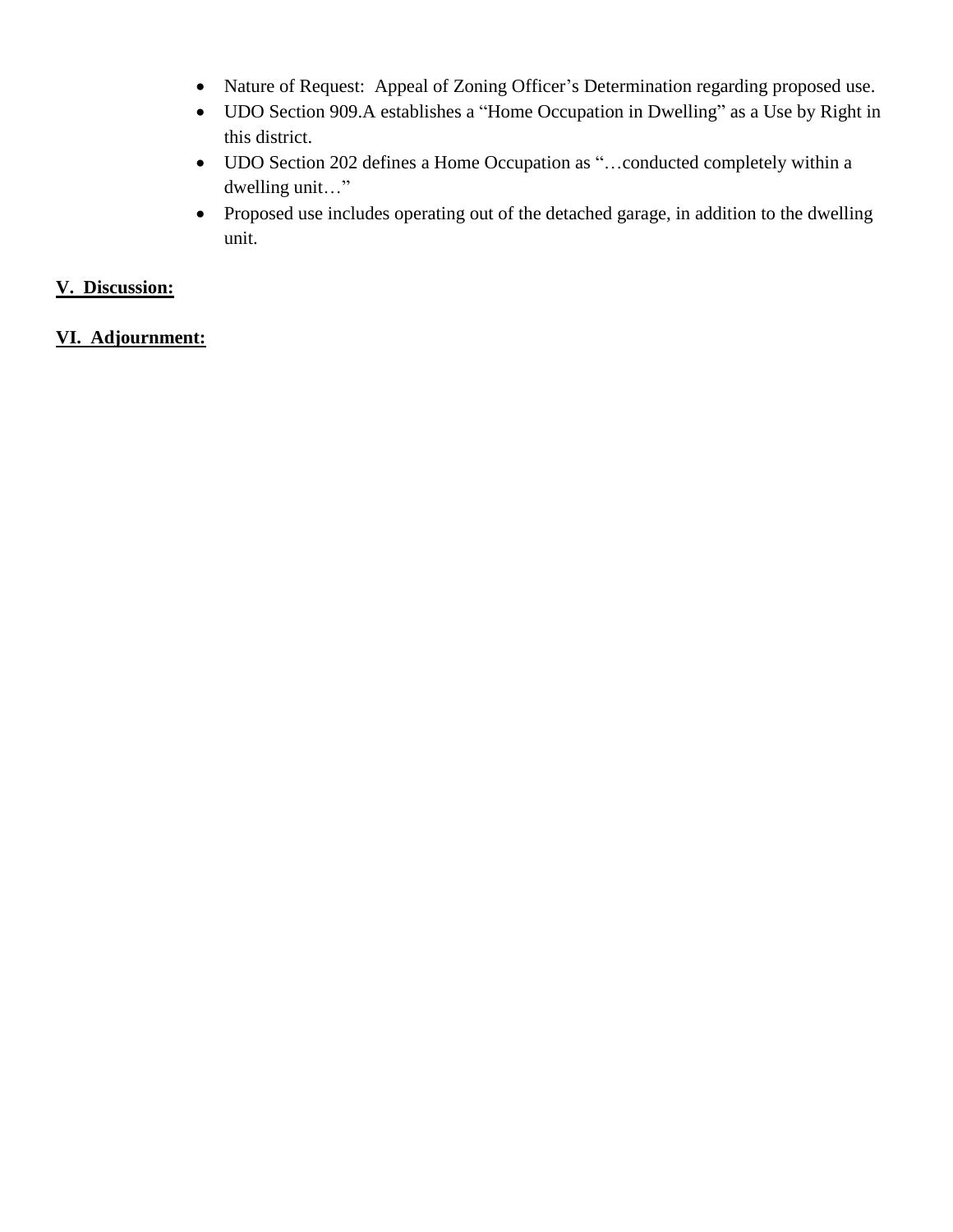- Nature of Request: Appeal of Zoning Officer's Determination regarding proposed use.
- UDO Section 909.A establishes a "Home Occupation in Dwelling" as a Use by Right in this district.
- UDO Section 202 defines a Home Occupation as "…conducted completely within a dwelling unit…"
- Proposed use includes operating out of the detached garage, in addition to the dwelling unit.

**V. Discussion:**

**VI. Adjournment:**